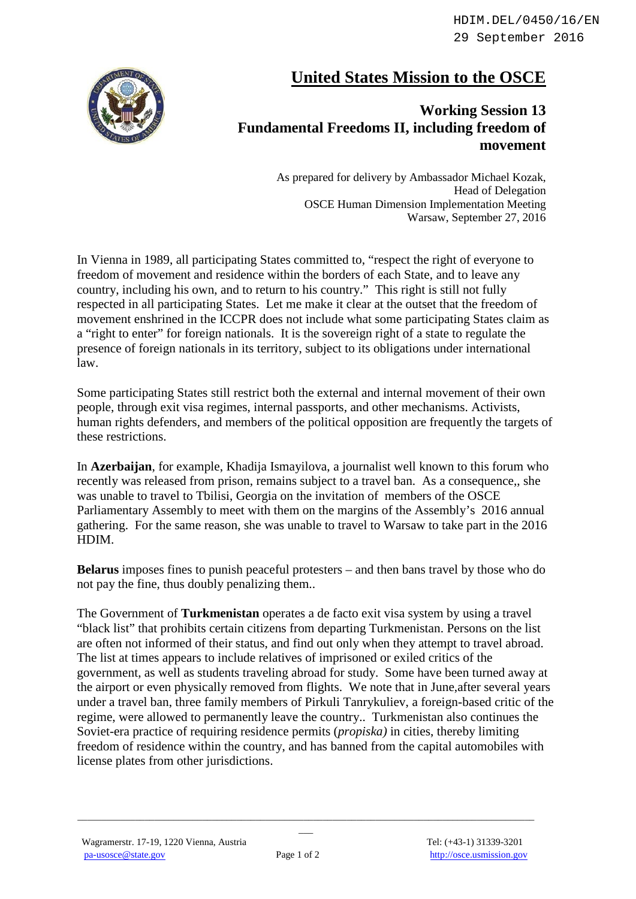HDIM.DEL/0450/16/EN
29 September 2016

# United States Mission to the OSCE

## Working Session 13
## Fundamental Freedoms II, including freedom of movement

As prepared for delivery by Ambassador Michael Kozak,
Head of Delegation
OSCE Human Dimension Implementation Meeting
Warsaw, September 27, 2016

In Vienna in 1989, all participating States committed to, "respect the right of everyone to freedom of movement and residence within the borders of each State, and to leave any country, including his own, and to return to his country." This right is still not fully respected in all participating States. Let me make it clear at the outset that the freedom of movement enshrined in the ICCPR does not include what some participating States claim as a "right to enter" for foreign nationals. It is the sovereign right of a state to regulate the presence of foreign nationals in its territory, subject to its obligations under international law.

Some participating States still restrict both the external and internal movement of their own people, through exit visa regimes, internal passports, and other mechanisms. Activists, human rights defenders, and members of the political opposition are frequently the targets of these restrictions.

In **Azerbaijan**, for example, Khadija Ismayilova, a journalist well known to this forum who recently was released from prison, remains subject to a travel ban. As a consequence,, she was unable to travel to Tbilisi, Georgia on the invitation of members of the OSCE Parliamentary Assembly to meet with them on the margins of the Assembly's 2016 annual gathering. For the same reason, she was unable to travel to Warsaw to take part in the 2016 HDIM.

**Belarus** imposes fines to punish peaceful protesters – and then bans travel by those who do not pay the fine, thus doubly penalizing them..

The Government of **Turkmenistan** operates a de facto exit visa system by using a travel "black list" that prohibits certain citizens from departing Turkmenistan. Persons on the list are often not informed of their status, and find out only when they attempt to travel abroad. The list at times appears to include relatives of imprisoned or exiled critics of the government, as well as students traveling abroad for study. Some have been turned away at the airport or even physically removed from flights. We note that in June,after several years under a travel ban, three family members of Pirkuli Tanrykuliev, a foreign-based critic of the regime, were allowed to permanently leave the country.. Turkmenistan also continues the Soviet-era practice of requiring residence permits (*propiska)* in cities, thereby limiting freedom of residence within the country, and has banned from the capital automobiles with license plates from other jurisdictions.

Wagramerstr. 17-19, 1220 Vienna, Austria
pa-usosce@state.gov
Tel: (+43-1) 31339-3201
http://osce.usmission.gov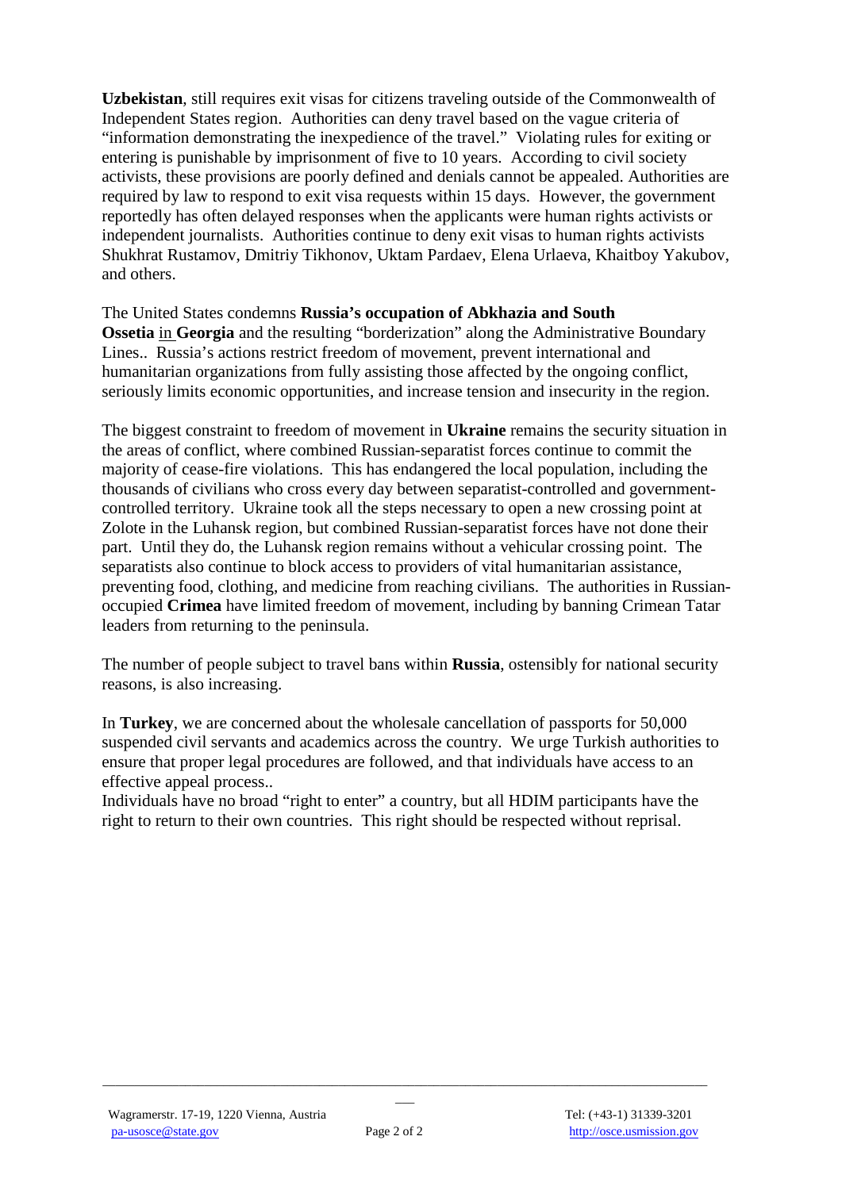**Uzbekistan**, still requires exit visas for citizens traveling outside of the Commonwealth of Independent States region. Authorities can deny travel based on the vague criteria of "information demonstrating the inexpedience of the travel." Violating rules for exiting or entering is punishable by imprisonment of five to 10 years. According to civil society activists, these provisions are poorly defined and denials cannot be appealed. Authorities are required by law to respond to exit visa requests within 15 days. However, the government reportedly has often delayed responses when the applicants were human rights activists or independent journalists. Authorities continue to deny exit visas to human rights activists Shukhrat Rustamov, Dmitriy Tikhonov, Uktam Pardaev, Elena Urlaeva, Khaitboy Yakubov, and others.

The United States condemns **Russia's occupation of Abkhazia and South Ossetia** in **Georgia** and the resulting "borderization" along the Administrative Boundary Lines.. Russia's actions restrict freedom of movement, prevent international and humanitarian organizations from fully assisting those affected by the ongoing conflict, seriously limits economic opportunities, and increase tension and insecurity in the region.

The biggest constraint to freedom of movement in **Ukraine** remains the security situation in the areas of conflict, where combined Russian-separatist forces continue to commit the majority of cease-fire violations. This has endangered the local population, including the thousands of civilians who cross every day between separatist-controlled and government-controlled territory. Ukraine took all the steps necessary to open a new crossing point at Zolote in the Luhansk region, but combined Russian-separatist forces have not done their part. Until they do, the Luhansk region remains without a vehicular crossing point. The separatists also continue to block access to providers of vital humanitarian assistance, preventing food, clothing, and medicine from reaching civilians. The authorities in Russian-occupied **Crimea** have limited freedom of movement, including by banning Crimean Tatar leaders from returning to the peninsula.

The number of people subject to travel bans within **Russia**, ostensibly for national security reasons, is also increasing.

In **Turkey**, we are concerned about the wholesale cancellation of passports for 50,000 suspended civil servants and academics across the country. We urge Turkish authorities to ensure that proper legal procedures are followed, and that individuals have access to an effective appeal process..

Individuals have no broad "right to enter" a country, but all HDIM participants have the right to return to their own countries. This right should be respected without reprisal.